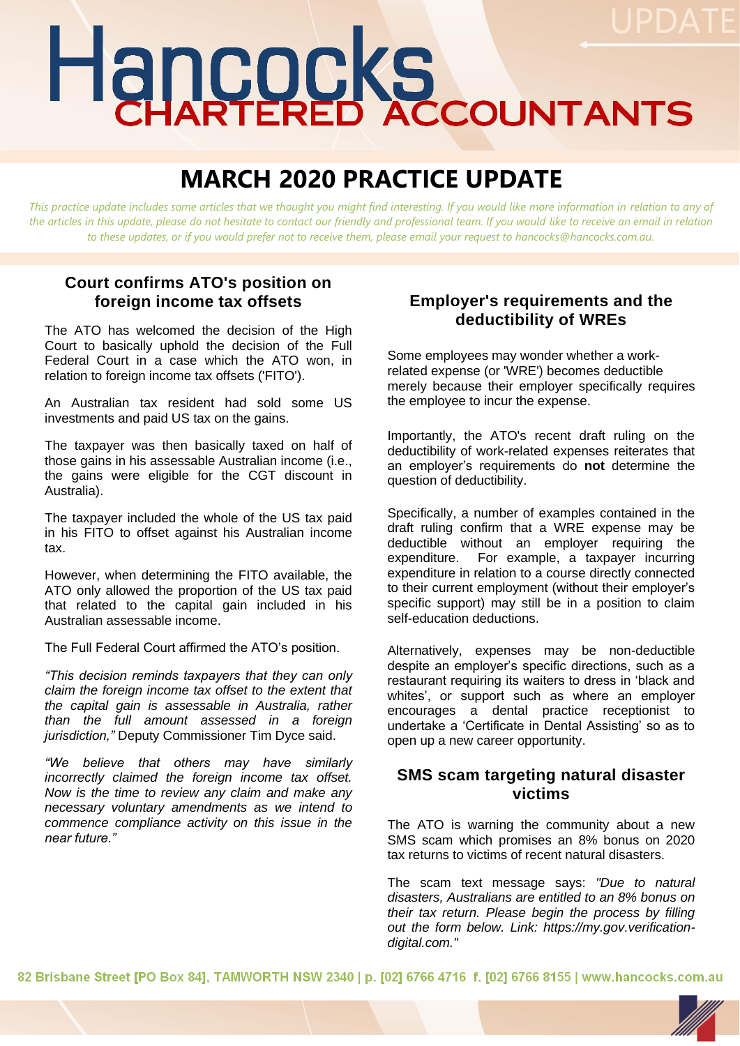# Hancocks CHARTERED ACCOUNTANTS

UPDATE

## MARCH 2020 PRACTICE UPDATE

*This practice update includes some articles that we thought you might find interesting. If you would like more information in relation to any of the articles in this update, please do not hesitate to contact our friendly and professional team. If you would like to receive an email in relation to these updates, or if you would prefer not to receive them, please email your request to hancocks@hancocks.com.au.*

### Court confirms ATO's position on foreign income tax offsets

The ATO has welcomed the decision of the High Court to basically uphold the decision of the Full Federal Court in a case which the ATO won, in relation to foreign income tax offsets ('FITO').

An Australian tax resident had sold some US investments and paid US tax on the gains.

The taxpayer was then basically taxed on half of those gains in his assessable Australian income (i.e., the gains were eligible for the CGT discount in Australia).

The taxpayer included the whole of the US tax paid in his FITO to offset against his Australian income tax.

However, when determining the FITO available, the ATO only allowed the proportion of the US tax paid that related to the capital gain included in his Australian assessable income.

The Full Federal Court affirmed the ATO's position.

*"This decision reminds taxpayers that they can only claim the foreign income tax offset to the extent that the capital gain is assessable in Australia, rather than the full amount assessed in a foreign jurisdiction,"* Deputy Commissioner Tim Dyce said.

*"We believe that others may have similarly incorrectly claimed the foreign income tax offset. Now is the time to review any claim and make any necessary voluntary amendments as we intend to commence compliance activity on this issue in the near future."*

### Employer's requirements and the deductibility of WREs

Some employees may wonder whether a work-related expense (or 'WRE') becomes deductible merely because their employer specifically requires the employee to incur the expense.

Importantly, the ATO's recent draft ruling on the deductibility of work-related expenses reiterates that an employer's requirements do **not** determine the question of deductibility.

Specifically, a number of examples contained in the draft ruling confirm that a WRE expense may be deductible without an employer requiring the expenditure. For example, a taxpayer incurring expenditure in relation to a course directly connected to their current employment (without their employer's specific support) may still be in a position to claim self-education deductions.

Alternatively, expenses may be non-deductible despite an employer's specific directions, such as a restaurant requiring its waiters to dress in 'black and whites', or support such as where an employer encourages a dental practice receptionist to undertake a 'Certificate in Dental Assisting' so as to open up a new career opportunity.

### SMS scam targeting natural disaster victims

The ATO is warning the community about a new SMS scam which promises an 8% bonus on 2020 tax returns to victims of recent natural disasters.

The scam text message says: *"Due to natural disasters, Australians are entitled to an 8% bonus on their tax return. Please begin the process by filling out the form below. Link: https://my.gov.verification-digital.com."*

82 Brisbane Street [PO Box 84], TAMWORTH NSW 2340 | p. [02] 6766 4716 f. [02] 6766 8155 | www.hancocks.com.au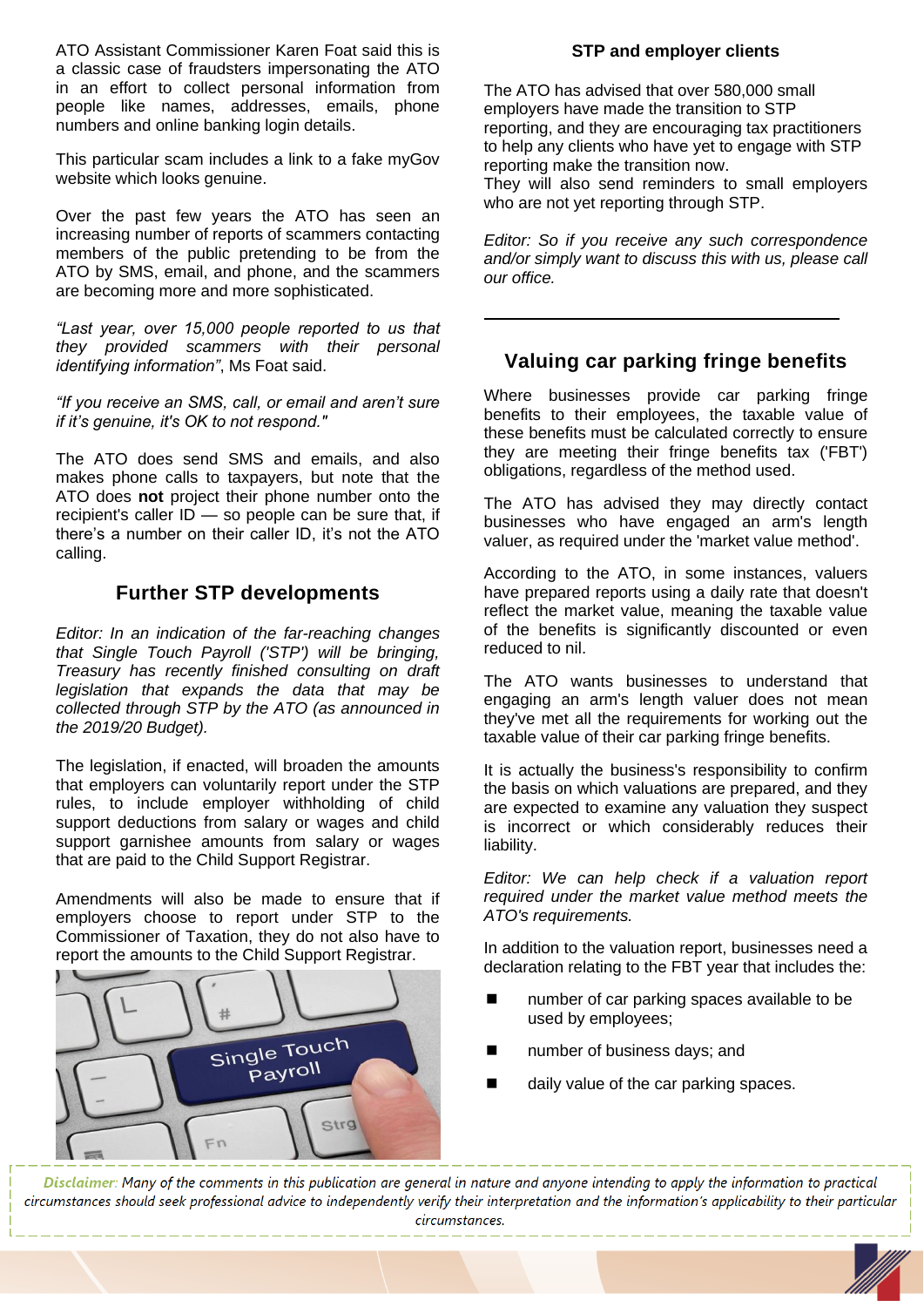ATO Assistant Commissioner Karen Foat said this is a classic case of fraudsters impersonating the ATO in an effort to collect personal information from people like names, addresses, emails, phone numbers and online banking login details.

This particular scam includes a link to a fake myGov website which looks genuine.

Over the past few years the ATO has seen an increasing number of reports of scammers contacting members of the public pretending to be from the ATO by SMS, email, and phone, and the scammers are becoming more and more sophisticated.

*"Last year, over 15,000 people reported to us that they provided scammers with their personal identifying information"*, Ms Foat said.

*"If you receive an SMS, call, or email and aren't sure if it's genuine, it's OK to not respond."*

The ATO does send SMS and emails, and also makes phone calls to taxpayers, but note that the ATO does **not** project their phone number onto the recipient's caller ID — so people can be sure that, if there's a number on their caller ID, it's not the ATO calling.

## Further STP developments

*Editor: In an indication of the far-reaching changes that Single Touch Payroll ('STP') will be bringing, Treasury has recently finished consulting on draft legislation that expands the data that may be collected through STP by the ATO (as announced in the 2019/20 Budget).*

The legislation, if enacted, will broaden the amounts that employers can voluntarily report under the STP rules, to include employer withholding of child support deductions from salary or wages and child support garnishee amounts from salary or wages that are paid to the Child Support Registrar.

Amendments will also be made to ensure that if employers choose to report under STP to the Commissioner of Taxation, they do not also have to report the amounts to the Child Support Registrar.

### STP and employer clients

The ATO has advised that over 580,000 small employers have made the transition to STP reporting, and they are encouraging tax practitioners to help any clients who have yet to engage with STP reporting make the transition now.
They will also send reminders to small employers who are not yet reporting through STP.

*Editor: So if you receive any such correspondence and/or simply want to discuss this with us, please call our office.*

---

## Valuing car parking fringe benefits

Where businesses provide car parking fringe benefits to their employees, the taxable value of these benefits must be calculated correctly to ensure they are meeting their fringe benefits tax ('FBT') obligations, regardless of the method used.

The ATO has advised they may directly contact businesses who have engaged an arm's length valuer, as required under the 'market value method'.

According to the ATO, in some instances, valuers have prepared reports using a daily rate that doesn't reflect the market value, meaning the taxable value of the benefits is significantly discounted or even reduced to nil.

The ATO wants businesses to understand that engaging an arm's length valuer does not mean they've met all the requirements for working out the taxable value of their car parking fringe benefits.

It is actually the business's responsibility to confirm the basis on which valuations are prepared, and they are expected to examine any valuation they suspect is incorrect or which considerably reduces their liability.

*Editor: We can help check if a valuation report required under the market value method meets the ATO's requirements.*

In addition to the valuation report, businesses need a declaration relating to the FBT year that includes the:

- number of car parking spaces available to be used by employees;
- number of business days; and
- daily value of the car parking spaces.

*Disclaimer: Many of the comments in this publication are general in nature and anyone intending to apply the information to practical circumstances should seek professional advice to independently verify their interpretation and the information's applicability to their particular circumstances.*